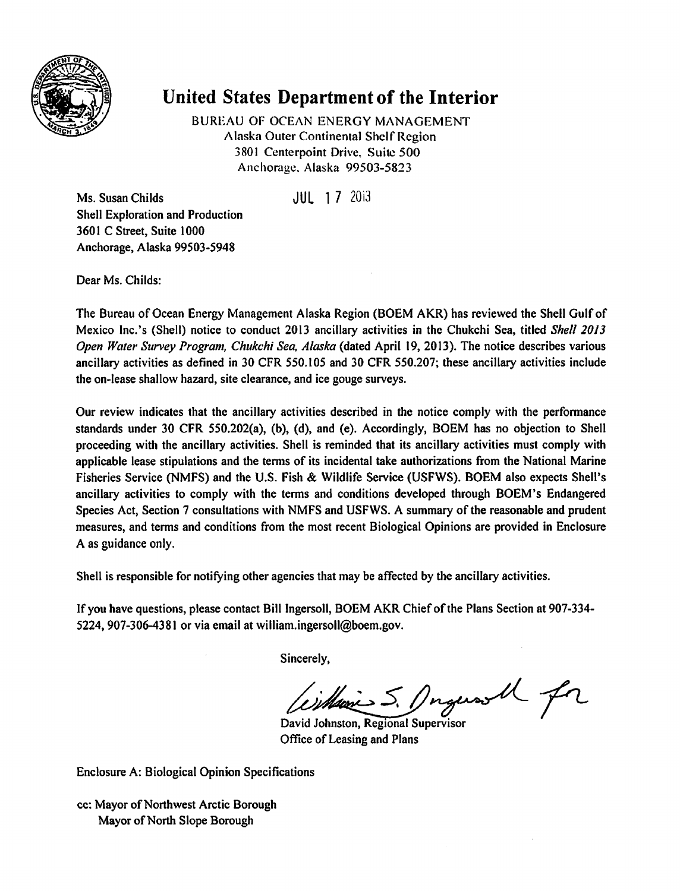# United States Department of the Interior

BUREAU OF OCEAN ENERGY MANAGEMENT
Alaska Outer Continental Shelf Region
3801 Centerpoint Drive, Suite 500
Anchorage, Alaska 99503-5823

JUL 17 2013

Ms. Susan Childs
Shell Exploration and Production
3601 C Street, Suite 1000
Anchorage, Alaska 99503-5948

Dear Ms. Childs:

The Bureau of Ocean Energy Management Alaska Region (BOEM AKR) has reviewed the Shell Gulf of Mexico Inc.'s (Shell) notice to conduct 2013 ancillary activities in the Chukchi Sea, titled *Shell 2013 Open Water Survey Program, Chukchi Sea, Alaska* (dated April 19, 2013). The notice describes various ancillary activities as defined in 30 CFR 550.105 and 30 CFR 550.207; these ancillary activities include the on-lease shallow hazard, site clearance, and ice gouge surveys.

Our review indicates that the ancillary activities described in the notice comply with the performance standards under 30 CFR 550.202(a), (b), (d), and (e). Accordingly, BOEM has no objection to Shell proceeding with the ancillary activities. Shell is reminded that its ancillary activities must comply with applicable lease stipulations and the terms of its incidental take authorizations from the National Marine Fisheries Service (NMFS) and the U.S. Fish & Wildlife Service (USFWS). BOEM also expects Shell's ancillary activities to comply with the terms and conditions developed through BOEM's Endangered Species Act, Section 7 consultations with NMFS and USFWS. A summary of the reasonable and prudent measures, and terms and conditions from the most recent Biological Opinions are provided in Enclosure A as guidance only.

Shell is responsible for notifying other agencies that may be affected by the ancillary activities.

If you have questions, please contact Bill Ingersoll, BOEM AKR Chief of the Plans Section at 907-334-5224, 907-306-4381 or via email at william.ingersoll@boem.gov.

Sincerely,

William S. Ingersoll for

David Johnston, Regional Supervisor
Office of Leasing and Plans

Enclosure A: Biological Opinion Specifications

cc: Mayor of Northwest Arctic Borough
Mayor of North Slope Borough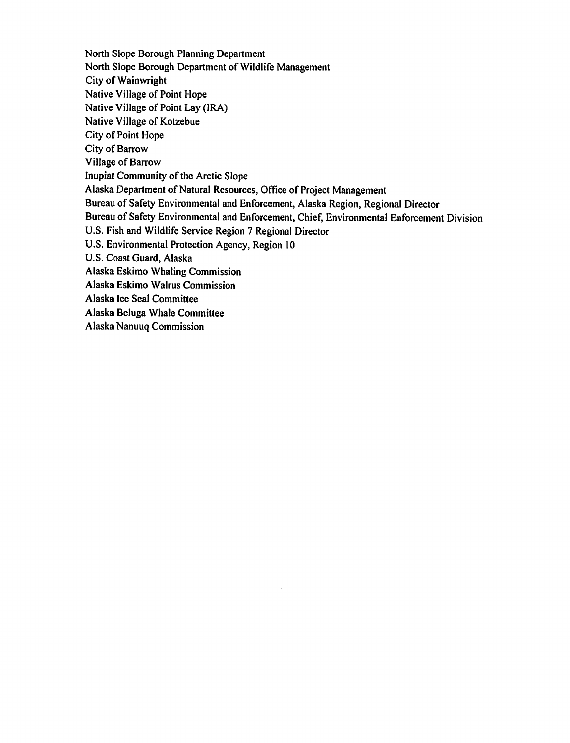North Slope Borough Planning Department
North Slope Borough Department of Wildlife Management
City of Wainwright
Native Village of Point Hope
Native Village of Point Lay (IRA)
Native Village of Kotzebue
City of Point Hope
City of Barrow
Village of Barrow
Inupiat Community of the Arctic Slope
Alaska Department of Natural Resources, Office of Project Management
Bureau of Safety Environmental and Enforcement, Alaska Region, Regional Director
Bureau of Safety Environmental and Enforcement, Chief, Environmental Enforcement Division
U.S. Fish and Wildlife Service Region 7 Regional Director
U.S. Environmental Protection Agency, Region 10
U.S. Coast Guard, Alaska
Alaska Eskimo Whaling Commission
Alaska Eskimo Walrus Commission
Alaska Ice Seal Committee
Alaska Beluga Whale Committee
Alaska Nanuuq Commission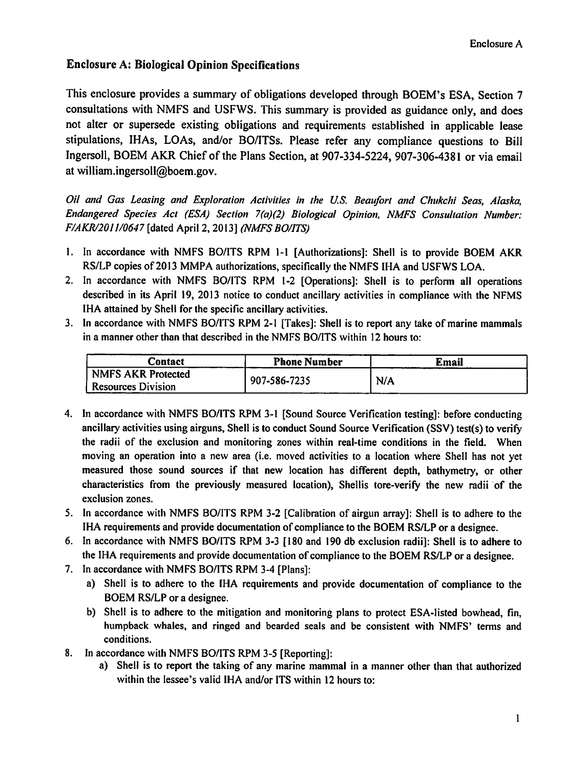## Enclosure A: Biological Opinion Specifications

This enclosure provides a summary of obligations developed through BOEM's ESA, Section 7 consultations with NMFS and USFWS. This summary is provided as guidance only, and does not alter or supersede existing obligations and requirements established in applicable lease stipulations, IHAs, LOAs, and/or BO/ITSs. Please refer any compliance questions to Bill Ingersoll, BOEM AKR Chief of the Plans Section, at 907-334-5224, 907-306-4381 or via email at william.ingersoll@boem.gov.

*Oil and Gas Leasing and Exploration Activities in the U.S. Beaufort and Chukchi Seas, Alaska, Endangered Species Act (ESA) Section 7(a)(2) Biological Opinion, NMFS Consultation Number: F/AKR/2011/0647* [dated April 2, 2013] *(NMFS BO/ITS)*

1. In accordance with NMFS BO/ITS RPM 1-1 [Authorizations]: Shell is to provide BOEM AKR RS/LP copies of 2013 MMPA authorizations, specifically the NMFS IHA and USFWS LOA.
2. In accordance with NMFS BO/ITS RPM 1-2 [Operations]: Shell is to perform all operations described in its April 19, 2013 notice to conduct ancillary activities in compliance with the NFMS IHA attained by Shell for the specific ancillary activities.
3. In accordance with NMFS BO/ITS RPM 2-1 [Takes]: Shell is to report any take of marine mammals in a manner other than that described in the NMFS BO/ITS within 12 hours to:

| Contact | Phone Number | Email |
|---|---|---|
| NMFS AKR Protected Resources Division | 907-586-7235 | N/A |

4. In accordance with NMFS BO/ITS RPM 3-1 [Sound Source Verification testing]: before conducting ancillary activities using airguns, Shell is to conduct Sound Source Verification (SSV) test(s) to verify the radii of the exclusion and monitoring zones within real-time conditions in the field. When moving an operation into a new area (i.e. moved activities to a location where Shell has not yet measured those sound sources if that new location has different depth, bathymetry, or other characteristics from the previously measured location), Shellis tore-verify the new radii of the exclusion zones.
5. In accordance with NMFS BO/ITS RPM 3-2 [Calibration of airgun array]: Shell is to adhere to the IHA requirements and provide documentation of compliance to the BOEM RS/LP or a designee.
6. In accordance with NMFS BO/ITS RPM 3-3 [180 and 190 db exclusion radii]: Shell is to adhere to the IHA requirements and provide documentation of compliance to the BOEM RS/LP or a designee.
7. In accordance with NMFS BO/ITS RPM 3-4 [Plans]:
   a) Shell is to adhere to the IHA requirements and provide documentation of compliance to the BOEM RS/LP or a designee.
   b) Shell is to adhere to the mitigation and monitoring plans to protect ESA-listed bowhead, fin, humpback whales, and ringed and bearded seals and be consistent with NMFS' terms and conditions.
8. In accordance with NMFS BO/ITS RPM 3-5 [Reporting]:
   a) Shell is to report the taking of any marine mammal in a manner other than that authorized within the lessee's valid IHA and/or ITS within 12 hours to: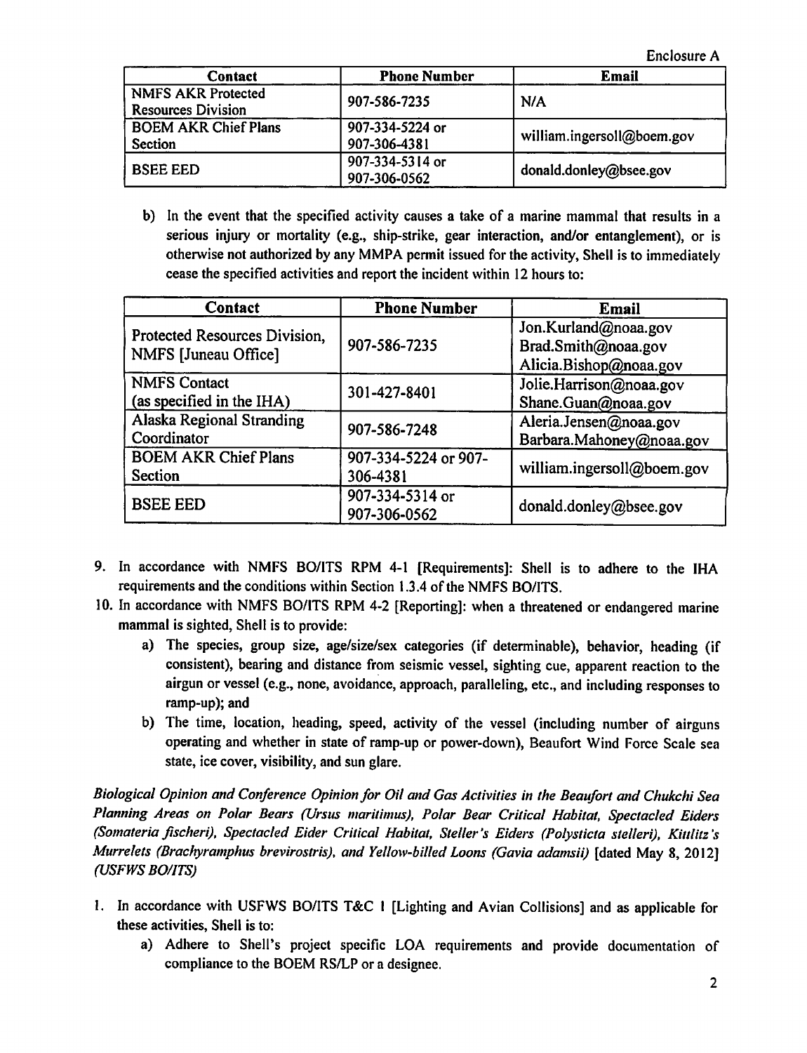Enclosure A

| Contact | Phone Number | Email |
|---|---|---|
| NMFS AKR Protected Resources Division | 907-586-7235 | N/A |
| BOEM AKR Chief Plans Section | 907-334-5224 or 907-306-4381 | william.ingersoll@boem.gov |
| BSEE EED | 907-334-5314 or 907-306-0562 | donald.donley@bsee.gov |

b) In the event that the specified activity causes a take of a marine mammal that results in a serious injury or mortality (e.g., ship-strike, gear interaction, and/or entanglement), or is otherwise not authorized by any MMPA permit issued for the activity, Shell is to immediately cease the specified activities and report the incident within 12 hours to:

| Contact | Phone Number | Email |
|---|---|---|
| Protected Resources Division, NMFS [Juneau Office] | 907-586-7235 | Jon.Kurland@noaa.gov<br>Brad.Smith@noaa.gov<br>Alicia.Bishop@noaa.gov |
| NMFS Contact (as specified in the IHA) | 301-427-8401 | Jolie.Harrison@noaa.gov<br>Shane.Guan@noaa.gov |
| Alaska Regional Stranding Coordinator | 907-586-7248 | Aleria.Jensen@noaa.gov<br>Barbara.Mahoney@noaa.gov |
| BOEM AKR Chief Plans Section | 907-334-5224 or 907-306-4381 | william.ingersoll@boem.gov |
| BSEE EED | 907-334-5314 or 907-306-0562 | donald.donley@bsee.gov |

9. In accordance with NMFS BO/ITS RPM 4-1 [Requirements]: Shell is to adhere to the IHA requirements and the conditions within Section 1.3.4 of the NMFS BO/ITS.
10. In accordance with NMFS BO/ITS RPM 4-2 [Reporting]: when a threatened or endangered marine mammal is sighted, Shell is to provide:
    a) The species, group size, age/size/sex categories (if determinable), behavior, heading (if consistent), bearing and distance from seismic vessel, sighting cue, apparent reaction to the airgun or vessel (e.g., none, avoidance, approach, paralleling, etc., and including responses to ramp-up); and
    b) The time, location, heading, speed, activity of the vessel (including number of airguns operating and whether in state of ramp-up or power-down), Beaufort Wind Force Scale sea state, ice cover, visibility, and sun glare.

*Biological Opinion and Conference Opinion for Oil and Gas Activities in the Beaufort and Chukchi Sea Planning Areas on Polar Bears (Ursus maritimus), Polar Bear Critical Habitat, Spectacled Eiders (Somateria fischeri), Spectacled Eider Critical Habitat, Steller's Eiders (Polysticta stelleri), Kittlitz's Murrelets (Brachyramphus brevirostris), and Yellow-billed Loons (Gavia adamsii)* [dated May 8, 2012] *(USFWS BO/ITS)*

1. In accordance with USFWS BO/ITS T&C 1 [Lighting and Avian Collisions] and as applicable for these activities, Shell is to:
    a) Adhere to Shell's project specific LOA requirements and provide documentation of compliance to the BOEM RS/LP or a designee.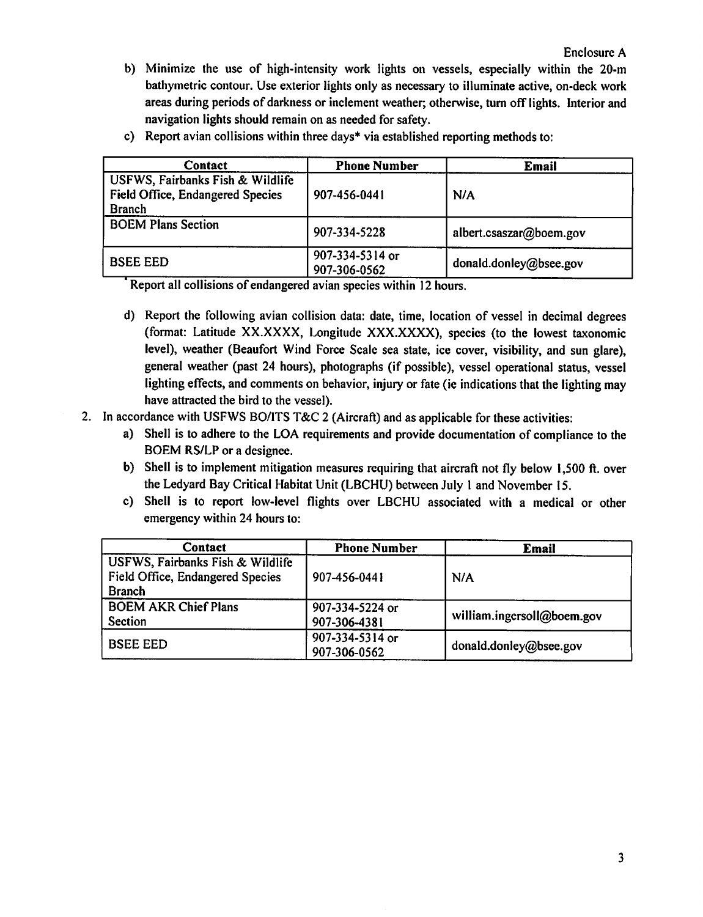Enclosure A

b) Minimize the use of high-intensity work lights on vessels, especially within the 20-m bathymetric contour. Use exterior lights only as necessary to illuminate active, on-deck work areas during periods of darkness or inclement weather; otherwise, turn off lights. Interior and navigation lights should remain on as needed for safety.

c) Report avian collisions within three days* via established reporting methods to:

| Contact | Phone Number | Email |
|---|---|---|
| USFWS, Fairbanks Fish & Wildlife Field Office, Endangered Species Branch | 907-456-0441 | N/A |
| BOEM Plans Section | 907-334-5228 | albert.csaszar@boem.gov |
| BSEE EED | 907-334-5314 or 907-306-0562 | donald.donley@bsee.gov |

*Report all collisions of endangered avian species within 12 hours.

d) Report the following avian collision data: date, time, location of vessel in decimal degrees (format: Latitude XX.XXXX, Longitude XXX.XXXX), species (to the lowest taxonomic level), weather (Beaufort Wind Force Scale sea state, ice cover, visibility, and sun glare), general weather (past 24 hours), photographs (if possible), vessel operational status, vessel lighting effects, and comments on behavior, injury or fate (ie indications that the lighting may have attracted the bird to the vessel).

2. In accordance with USFWS BO/ITS T&C 2 (Aircraft) and as applicable for these activities:

   a) Shell is to adhere to the LOA requirements and provide documentation of compliance to the BOEM RS/LP or a designee.

   b) Shell is to implement mitigation measures requiring that aircraft not fly below 1,500 ft. over the Ledyard Bay Critical Habitat Unit (LBCHU) between July 1 and November 15.

   c) Shell is to report low-level flights over LBCHU associated with a medical or other emergency within 24 hours to:

| Contact | Phone Number | Email |
|---|---|---|
| USFWS, Fairbanks Fish & Wildlife Field Office, Endangered Species Branch | 907-456-0441 | N/A |
| BOEM AKR Chief Plans Section | 907-334-5224 or 907-306-4381 | william.ingersoll@boem.gov |
| BSEE EED | 907-334-5314 or 907-306-0562 | donald.donley@bsee.gov |